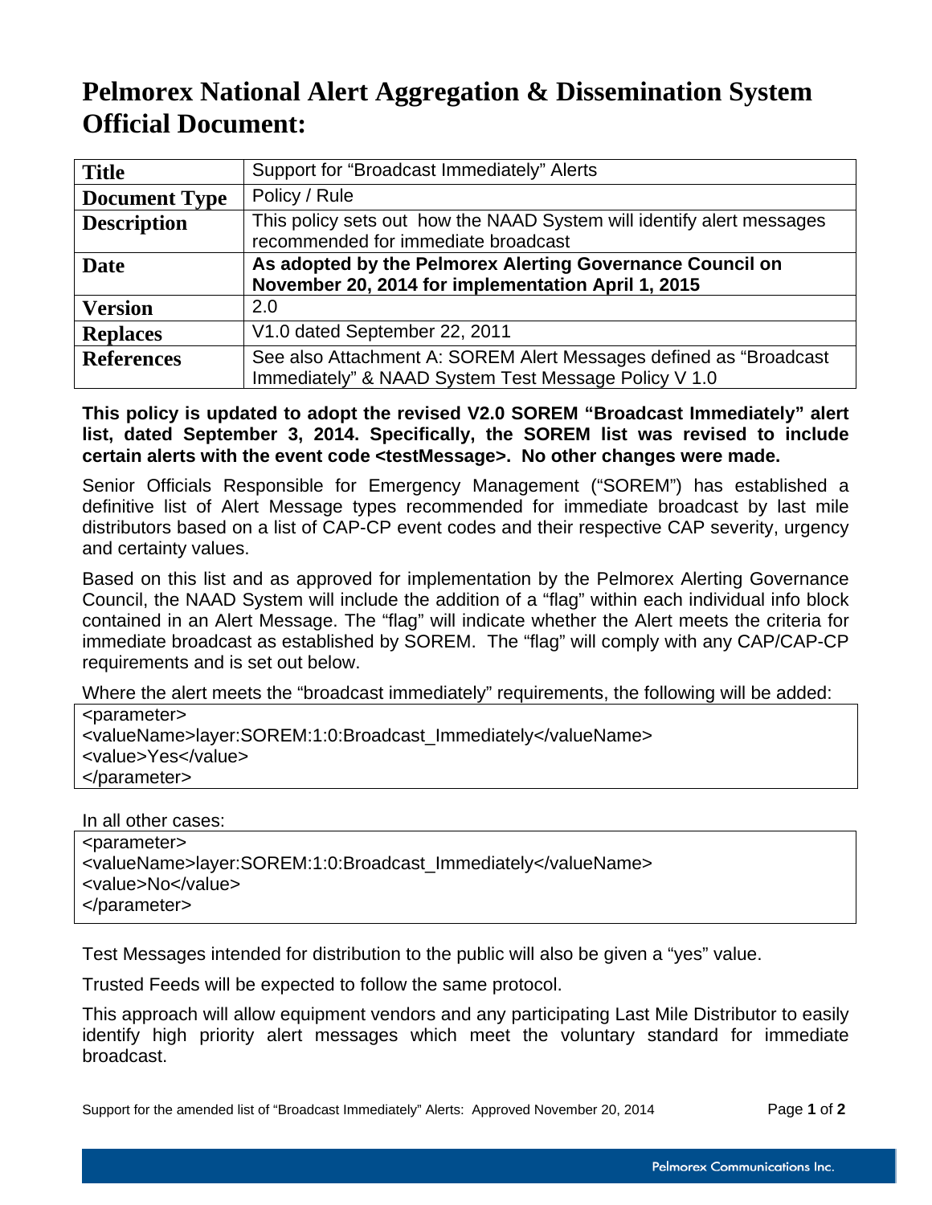# Pelmorex National Alert Aggregation & Dissemination System Official Document:

| | |
|---|---|
| **Title** | Support for "Broadcast Immediately" Alerts |
| **Document Type** | Policy / Rule |
| **Description** | This policy sets out how the NAAD System will identify alert messages recommended for immediate broadcast |
| **Date** | **As adopted by the Pelmorex Alerting Governance Council on November 20, 2014 for implementation April 1, 2015** |
| **Version** | 2.0 |
| **Replaces** | V1.0 dated September 22, 2011 |
| **References** | See also Attachment A: SOREM Alert Messages defined as "Broadcast Immediately" & NAAD System Test Message Policy V 1.0 |

**This policy is updated to adopt the revised V2.0 SOREM "Broadcast Immediately" alert list, dated September 3, 2014. Specifically, the SOREM list was revised to include certain alerts with the event code <testMessage>. No other changes were made.**

Senior Officials Responsible for Emergency Management ("SOREM") has established a definitive list of Alert Message types recommended for immediate broadcast by last mile distributors based on a list of CAP-CP event codes and their respective CAP severity, urgency and certainty values.

Based on this list and as approved for implementation by the Pelmorex Alerting Governance Council, the NAAD System will include the addition of a "flag" within each individual info block contained in an Alert Message. The "flag" will indicate whether the Alert meets the criteria for immediate broadcast as established by SOREM. The "flag" will comply with any CAP/CAP-CP requirements and is set out below.

Where the alert meets the "broadcast immediately" requirements, the following will be added:

```
<parameter>
<valueName>layer:SOREM:1:0:Broadcast_Immediately</valueName>
<value>Yes</value>
</parameter>
```

In all other cases:

```
<parameter>
<valueName>layer:SOREM:1:0:Broadcast_Immediately</valueName>
<value>No</value>
</parameter>
```

Test Messages intended for distribution to the public will also be given a "yes" value.

Trusted Feeds will be expected to follow the same protocol.

This approach will allow equipment vendors and any participating Last Mile Distributor to easily identify high priority alert messages which meet the voluntary standard for immediate broadcast.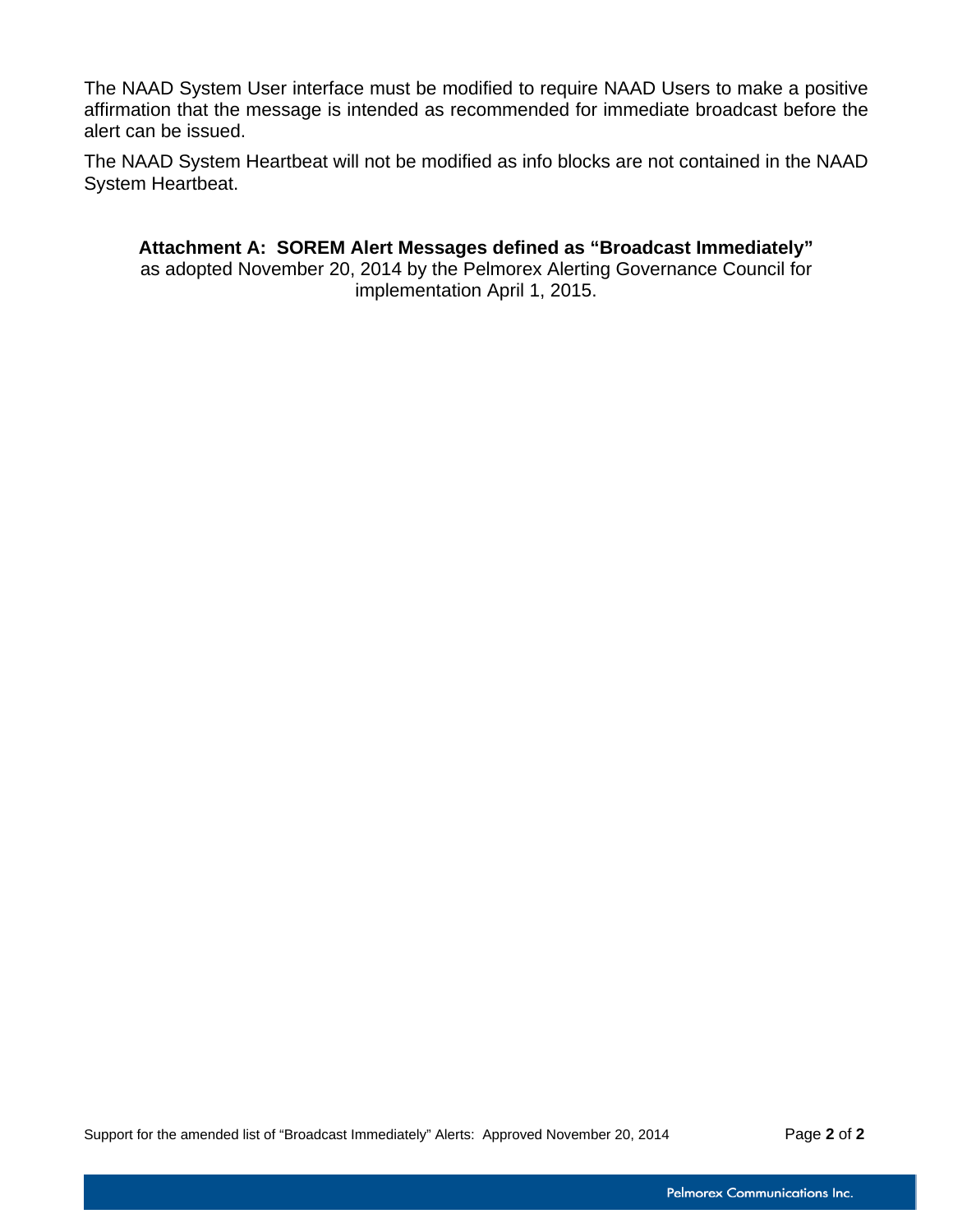The NAAD System User interface must be modified to require NAAD Users to make a positive affirmation that the message is intended as recommended for immediate broadcast before the alert can be issued.

The NAAD System Heartbeat will not be modified as info blocks are not contained in the NAAD System Heartbeat.

**Attachment A: SOREM Alert Messages defined as "Broadcast Immediately"**
as adopted November 20, 2014 by the Pelmorex Alerting Governance Council for implementation April 1, 2015.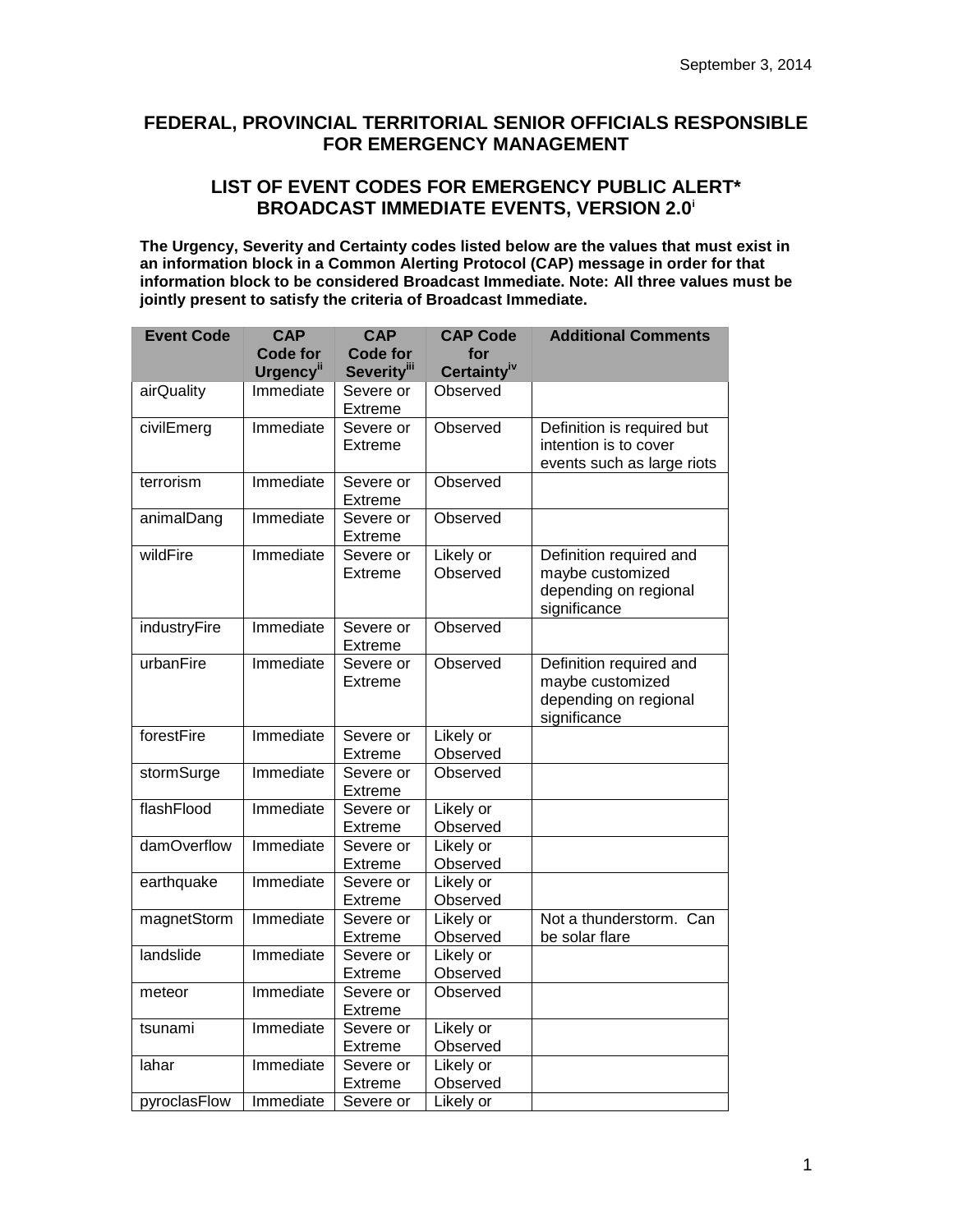September 3, 2014

## FEDERAL, PROVINCIAL TERRITORIAL SENIOR OFFICIALS RESPONSIBLE FOR EMERGENCY MANAGEMENT

## LIST OF EVENT CODES FOR EMERGENCY PUBLIC ALERT* BROADCAST IMMEDIATE EVENTS, VERSION 2.0[i]

**The Urgency, Severity and Certainty codes listed below are the values that must exist in an information block in a Common Alerting Protocol (CAP) message in order for that information block to be considered Broadcast Immediate. Note: All three values must be jointly present to satisfy the criteria of Broadcast Immediate.**

| Event Code | CAP Code for Urgency[ii] | CAP Code for Severity[iii] | CAP Code for Certainty[iv] | Additional Comments |
|---|---|---|---|---|
| airQuality | Immediate | Severe or Extreme | Observed | |
| civilEmerg | Immediate | Severe or Extreme | Observed | Definition is required but intention is to cover events such as large riots |
| terrorism | Immediate | Severe or Extreme | Observed | |
| animalDang | Immediate | Severe or Extreme | Observed | |
| wildFire | Immediate | Severe or Extreme | Likely or Observed | Definition required and maybe customized depending on regional significance |
| industryFire | Immediate | Severe or Extreme | Observed | |
| urbanFire | Immediate | Severe or Extreme | Observed | Definition required and maybe customized depending on regional significance |
| forestFire | Immediate | Severe or Extreme | Likely or Observed | |
| stormSurge | Immediate | Severe or Extreme | Observed | |
| flashFlood | Immediate | Severe or Extreme | Likely or Observed | |
| damOverflow | Immediate | Severe or Extreme | Likely or Observed | |
| earthquake | Immediate | Severe or Extreme | Likely or Observed | |
| magnetStorm | Immediate | Severe or Extreme | Likely or Observed | Not a thunderstorm. Can be solar flare |
| landslide | Immediate | Severe or Extreme | Likely or Observed | |
| meteor | Immediate | Severe or Extreme | Observed | |
| tsunami | Immediate | Severe or Extreme | Likely or Observed | |
| lahar | Immediate | Severe or Extreme | Likely or Observed | |
| pyroclasFlow | Immediate | Severe or | Likely or | |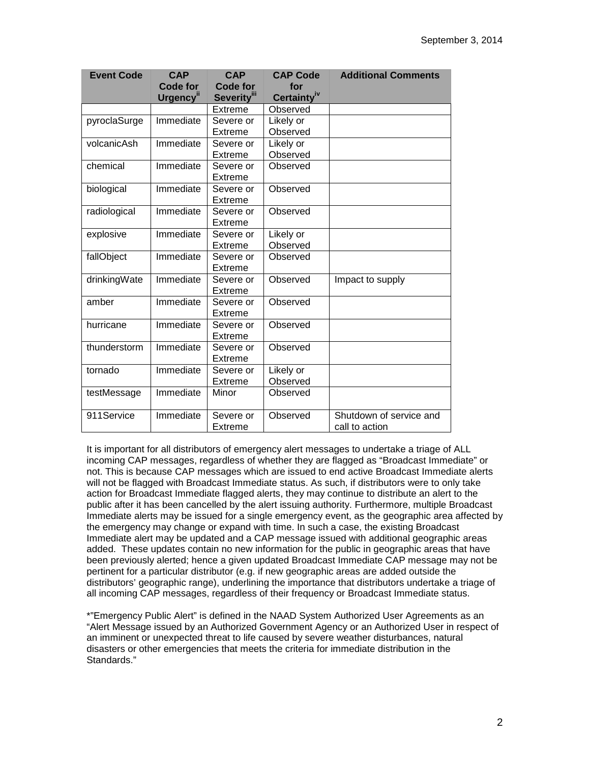| Event Code | CAP Code for Urgency[ii] | CAP Code for Severity[iii] | CAP Code for Certainty[iv] | Additional Comments |
|---|---|---|---|---|
| | | Extreme | Observed | |
| pyroclaSurge | Immediate | Severe or Extreme | Likely or Observed | |
| volcanicAsh | Immediate | Severe or Extreme | Likely or Observed | |
| chemical | Immediate | Severe or Extreme | Observed | |
| biological | Immediate | Severe or Extreme | Observed | |
| radiological | Immediate | Severe or Extreme | Observed | |
| explosive | Immediate | Severe or Extreme | Likely or Observed | |
| fallObject | Immediate | Severe or Extreme | Observed | |
| drinkingWate | Immediate | Severe or Extreme | Observed | Impact to supply |
| amber | Immediate | Severe or Extreme | Observed | |
| hurricane | Immediate | Severe or Extreme | Observed | |
| thunderstorm | Immediate | Severe or Extreme | Observed | |
| tornado | Immediate | Severe or Extreme | Likely or Observed | |
| testMessage | Immediate | Minor | Observed | |
| 911Service | Immediate | Severe or Extreme | Observed | Shutdown of service and call to action |

It is important for all distributors of emergency alert messages to undertake a triage of ALL incoming CAP messages, regardless of whether they are flagged as "Broadcast Immediate" or not. This is because CAP messages which are issued to end active Broadcast Immediate alerts will not be flagged with Broadcast Immediate status. As such, if distributors were to only take action for Broadcast Immediate flagged alerts, they may continue to distribute an alert to the public after it has been cancelled by the alert issuing authority. Furthermore, multiple Broadcast Immediate alerts may be issued for a single emergency event, as the geographic area affected by the emergency may change or expand with time. In such a case, the existing Broadcast Immediate alert may be updated and a CAP message issued with additional geographic areas added. These updates contain no new information for the public in geographic areas that have been previously alerted; hence a given updated Broadcast Immediate CAP message may not be pertinent for a particular distributor (e.g. if new geographic areas are added outside the distributors' geographic range), underlining the importance that distributors undertake a triage of all incoming CAP messages, regardless of their frequency or Broadcast Immediate status.

*"Emergency Public Alert" is defined in the NAAD System Authorized User Agreements as an "Alert Message issued by an Authorized Government Agency or an Authorized User in respect of an imminent or unexpected threat to life caused by severe weather disturbances, natural disasters or other emergencies that meets the criteria for immediate distribution in the Standards."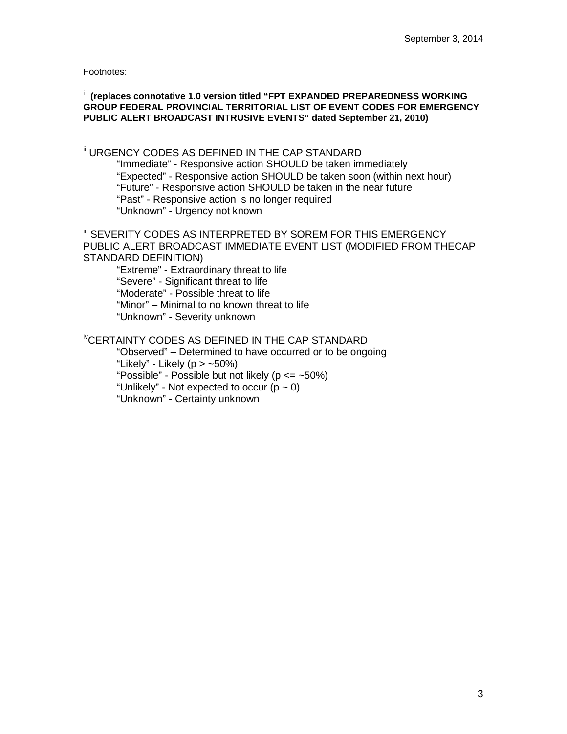Footnotes:

[i] **(replaces connotative 1.0 version titled "FPT EXPANDED PREPAREDNESS WORKING GROUP FEDERAL PROVINCIAL TERRITORIAL LIST OF EVENT CODES FOR EMERGENCY PUBLIC ALERT BROADCAST INTRUSIVE EVENTS" dated September 21, 2010)**

[ii] URGENCY CODES AS DEFINED IN THE CAP STANDARD

"Immediate" - Responsive action SHOULD be taken immediately
"Expected" - Responsive action SHOULD be taken soon (within next hour)
"Future" - Responsive action SHOULD be taken in the near future
"Past" - Responsive action is no longer required
"Unknown" - Urgency not known

[iii] SEVERITY CODES AS INTERPRETED BY SOREM FOR THIS EMERGENCY PUBLIC ALERT BROADCAST IMMEDIATE EVENT LIST (MODIFIED FROM THECAP STANDARD DEFINITION)

"Extreme" - Extraordinary threat to life
"Severe" - Significant threat to life
"Moderate" - Possible threat to life
"Minor" – Minimal to no known threat to life
"Unknown" - Severity unknown

[iv] CERTAINTY CODES AS DEFINED IN THE CAP STANDARD

"Observed" – Determined to have occurred or to be ongoing
"Likely" - Likely (p > ~50%)
"Possible" - Possible but not likely (p <= ~50%)
"Unlikely" - Not expected to occur (p ~ 0)
"Unknown" - Certainty unknown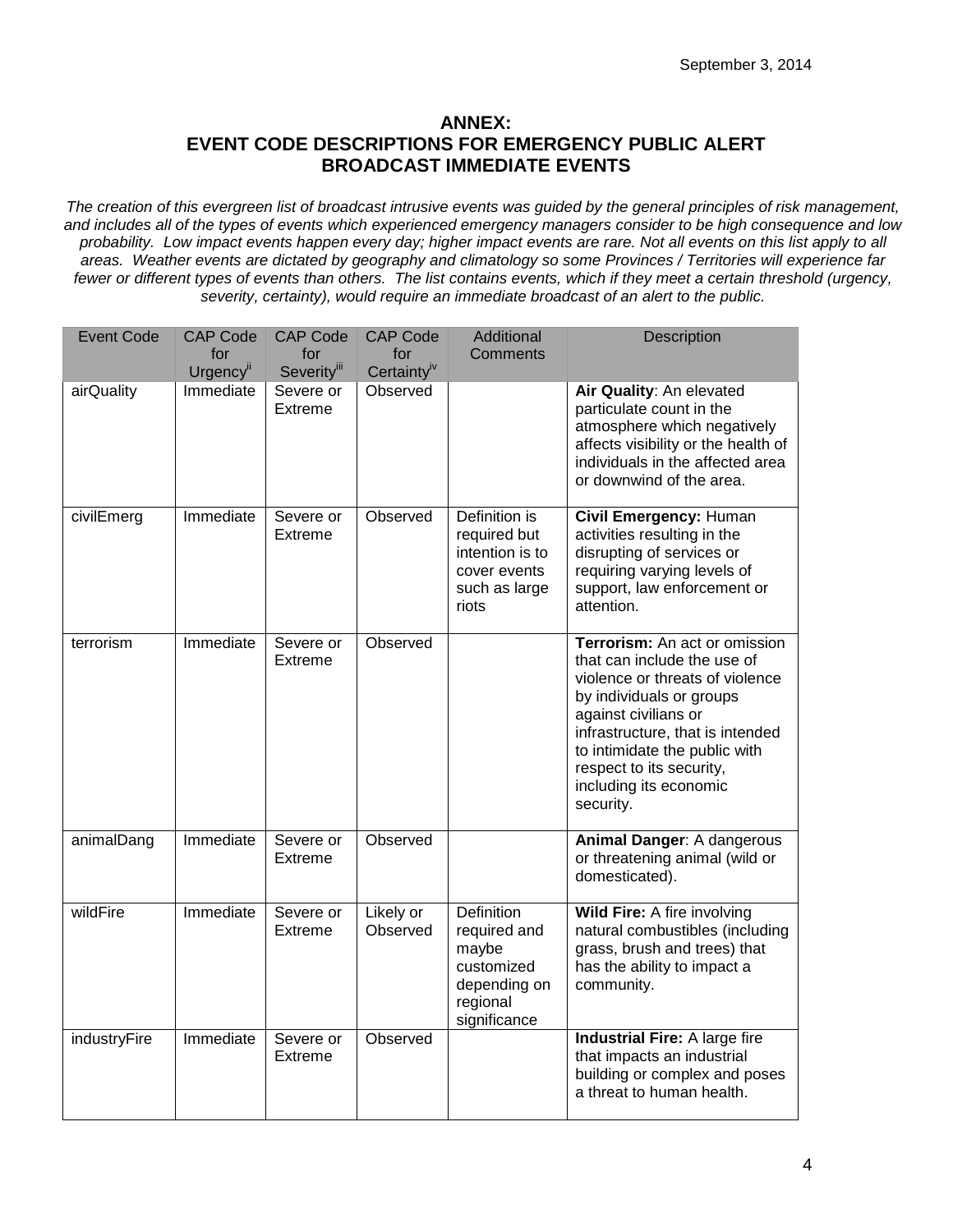September 3, 2014

## ANNEX:
## EVENT CODE DESCRIPTIONS FOR EMERGENCY PUBLIC ALERT BROADCAST IMMEDIATE EVENTS

*The creation of this evergreen list of broadcast intrusive events was guided by the general principles of risk management, and includes all of the types of events which experienced emergency managers consider to be high consequence and low probability. Low impact events happen every day; higher impact events are rare. Not all events on this list apply to all areas. Weather events are dictated by geography and climatology so some Provinces / Territories will experience far fewer or different types of events than others. The list contains events, which if they meet a certain threshold (urgency, severity, certainty), would require an immediate broadcast of an alert to the public.*

| Event Code | CAP Code for Urgency[ii] | CAP Code for Severity[iii] | CAP Code for Certainty[iv] | Additional Comments | Description |
|---|---|---|---|---|---|
| airQuality | Immediate | Severe or Extreme | Observed | | **Air Quality**: An elevated particulate count in the atmosphere which negatively affects visibility or the health of individuals in the affected area or downwind of the area. |
| civilEmerg | Immediate | Severe or Extreme | Observed | Definition is required but intention is to cover events such as large riots | **Civil Emergency:** Human activities resulting in the disrupting of services or requiring varying levels of support, law enforcement or attention. |
| terrorism | Immediate | Severe or Extreme | Observed | | **Terrorism:** An act or omission that can include the use of violence or threats of violence by individuals or groups against civilians or infrastructure, that is intended to intimidate the public with respect to its security, including its economic security. |
| animalDang | Immediate | Severe or Extreme | Observed | | **Animal Danger**: A dangerous or threatening animal (wild or domesticated). |
| wildFire | Immediate | Severe or Extreme | Likely or Observed | Definition required and maybe customized depending on regional significance | **Wild Fire:** A fire involving natural combustibles (including grass, brush and trees) that has the ability to impact a community. |
| industryFire | Immediate | Severe or Extreme | Observed | | **Industrial Fire:** A large fire that impacts an industrial building or complex and poses a threat to human health. |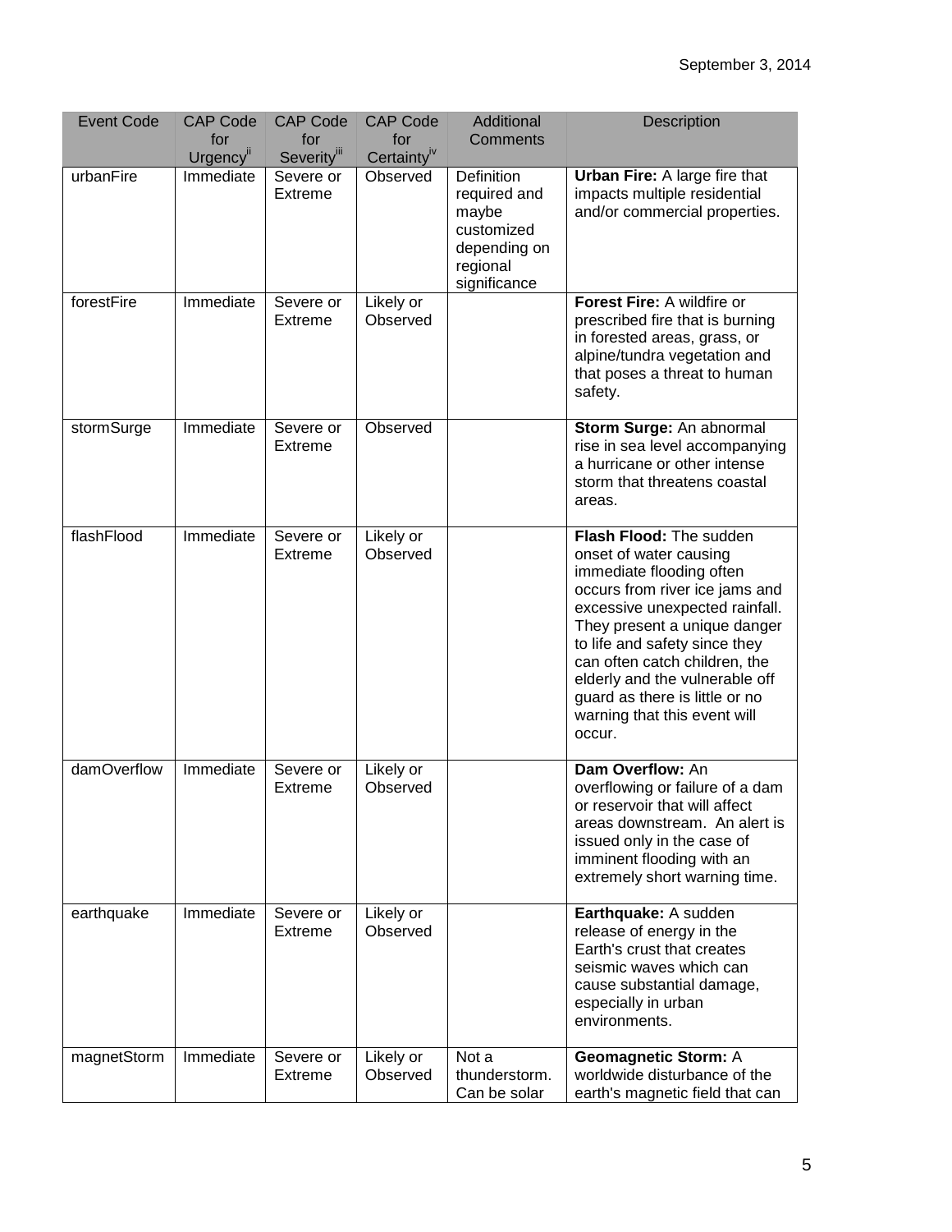| Event Code | CAP Code for Urgency[ii] | CAP Code for Severity[iii] | CAP Code for Certainty[iv] | Additional Comments | Description |
|---|---|---|---|---|---|
| urbanFire | Immediate | Severe or Extreme | Observed | Definition required and maybe customized depending on regional significance | **Urban Fire:** A large fire that impacts multiple residential and/or commercial properties. |
| forestFire | Immediate | Severe or Extreme | Likely or Observed | | **Forest Fire:** A wildfire or prescribed fire that is burning in forested areas, grass, or alpine/tundra vegetation and that poses a threat to human safety. |
| stormSurge | Immediate | Severe or Extreme | Observed | | **Storm Surge:** An abnormal rise in sea level accompanying a hurricane or other intense storm that threatens coastal areas. |
| flashFlood | Immediate | Severe or Extreme | Likely or Observed | | **Flash Flood:** The sudden onset of water causing immediate flooding often occurs from river ice jams and excessive unexpected rainfall. They present a unique danger to life and safety since they can often catch children, the elderly and the vulnerable off guard as there is little or no warning that this event will occur. |
| damOverflow | Immediate | Severe or Extreme | Likely or Observed | | **Dam Overflow:** An overflowing or failure of a dam or reservoir that will affect areas downstream. An alert is issued only in the case of imminent flooding with an extremely short warning time. |
| earthquake | Immediate | Severe or Extreme | Likely or Observed | | **Earthquake:** A sudden release of energy in the Earth's crust that creates seismic waves which can cause substantial damage, especially in urban environments. |
| magnetStorm | Immediate | Severe or Extreme | Likely or Observed | Not a thunderstorm. Can be solar | **Geomagnetic Storm:** A worldwide disturbance of the earth's magnetic field that can |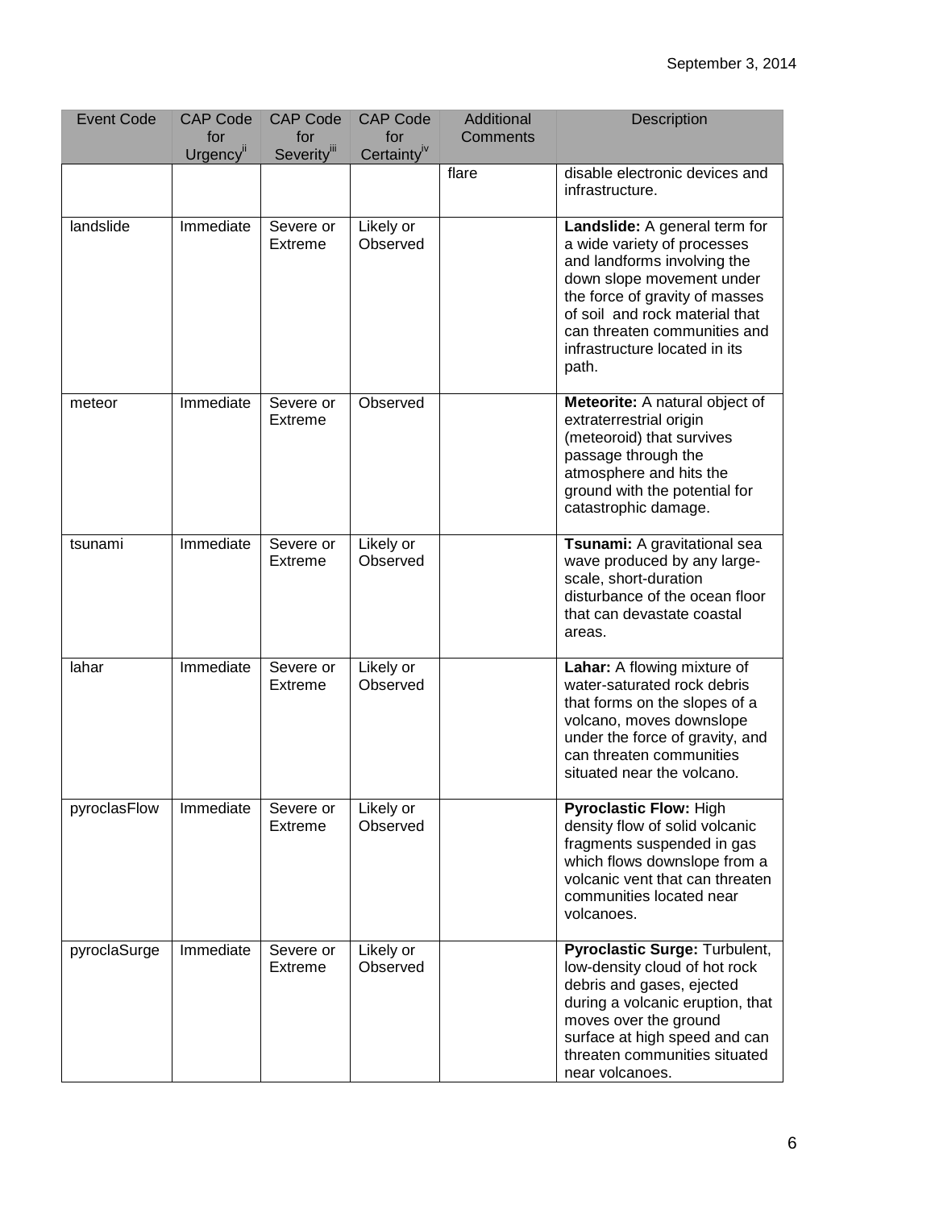| Event Code | CAP Code for Urgency[ii] | CAP Code for Severity[iii] | CAP Code for Certainty[iv] | Additional Comments | Description |
|---|---|---|---|---|---|
| | | | | flare | disable electronic devices and infrastructure. |
| landslide | Immediate | Severe or Extreme | Likely or Observed | | **Landslide:** A general term for a wide variety of processes and landforms involving the down slope movement under the force of gravity of masses of soil and rock material that can threaten communities and infrastructure located in its path. |
| meteor | Immediate | Severe or Extreme | Observed | | **Meteorite:** A natural object of extraterrestrial origin (meteoroid) that survives passage through the atmosphere and hits the ground with the potential for catastrophic damage. |
| tsunami | Immediate | Severe or Extreme | Likely or Observed | | **Tsunami:** A gravitational sea wave produced by any large-scale, short-duration disturbance of the ocean floor that can devastate coastal areas. |
| lahar | Immediate | Severe or Extreme | Likely or Observed | | **Lahar:** A flowing mixture of water-saturated rock debris that forms on the slopes of a volcano, moves downslope under the force of gravity, and can threaten communities situated near the volcano. |
| pyroclasFlow | Immediate | Severe or Extreme | Likely or Observed | | **Pyroclastic Flow:** High density flow of solid volcanic fragments suspended in gas which flows downslope from a volcanic vent that can threaten communities located near volcanoes. |
| pyroclaSurge | Immediate | Severe or Extreme | Likely or Observed | | **Pyroclastic Surge:** Turbulent, low-density cloud of hot rock debris and gases, ejected during a volcanic eruption, that moves over the ground surface at high speed and can threaten communities situated near volcanoes. |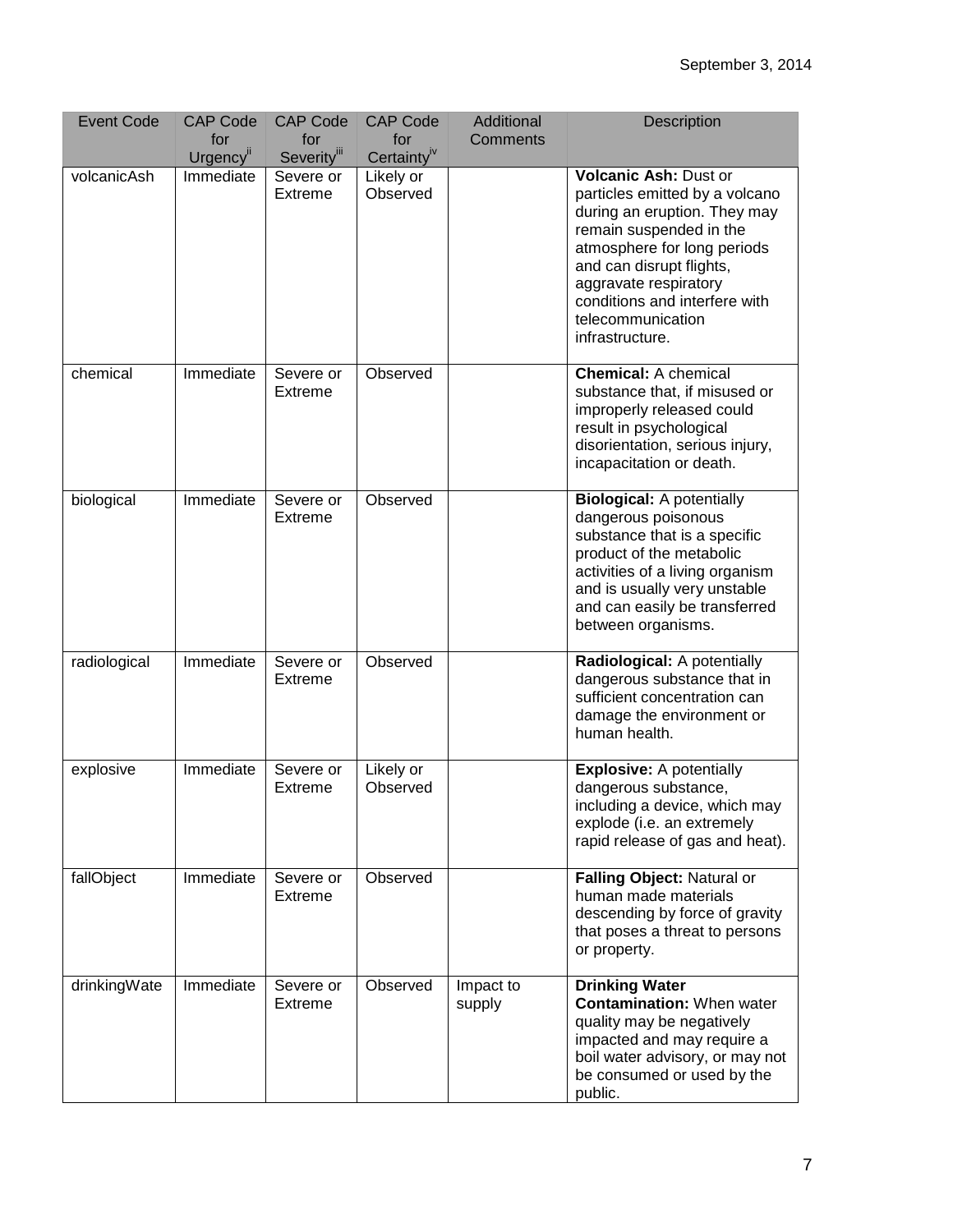| Event Code | CAP Code for Urgency[ii] | CAP Code for Severity[iii] | CAP Code for Certainty[iv] | Additional Comments | Description |
|---|---|---|---|---|---|
| volcanicAsh | Immediate | Severe or Extreme | Likely or Observed | | **Volcanic Ash:** Dust or particles emitted by a volcano during an eruption. They may remain suspended in the atmosphere for long periods and can disrupt flights, aggravate respiratory conditions and interfere with telecommunication infrastructure. |
| chemical | Immediate | Severe or Extreme | Observed | | **Chemical:** A chemical substance that, if misused or improperly released could result in psychological disorientation, serious injury, incapacitation or death. |
| biological | Immediate | Severe or Extreme | Observed | | **Biological:** A potentially dangerous poisonous substance that is a specific product of the metabolic activities of a living organism and is usually very unstable and can easily be transferred between organisms. |
| radiological | Immediate | Severe or Extreme | Observed | | **Radiological:** A potentially dangerous substance that in sufficient concentration can damage the environment or human health. |
| explosive | Immediate | Severe or Extreme | Likely or Observed | | **Explosive:** A potentially dangerous substance, including a device, which may explode (i.e. an extremely rapid release of gas and heat). |
| fallObject | Immediate | Severe or Extreme | Observed | | **Falling Object:** Natural or human made materials descending by force of gravity that poses a threat to persons or property. |
| drinkingWate | Immediate | Severe or Extreme | Observed | Impact to supply | **Drinking Water Contamination:** When water quality may be negatively impacted and may require a boil water advisory, or may not be consumed or used by the public. |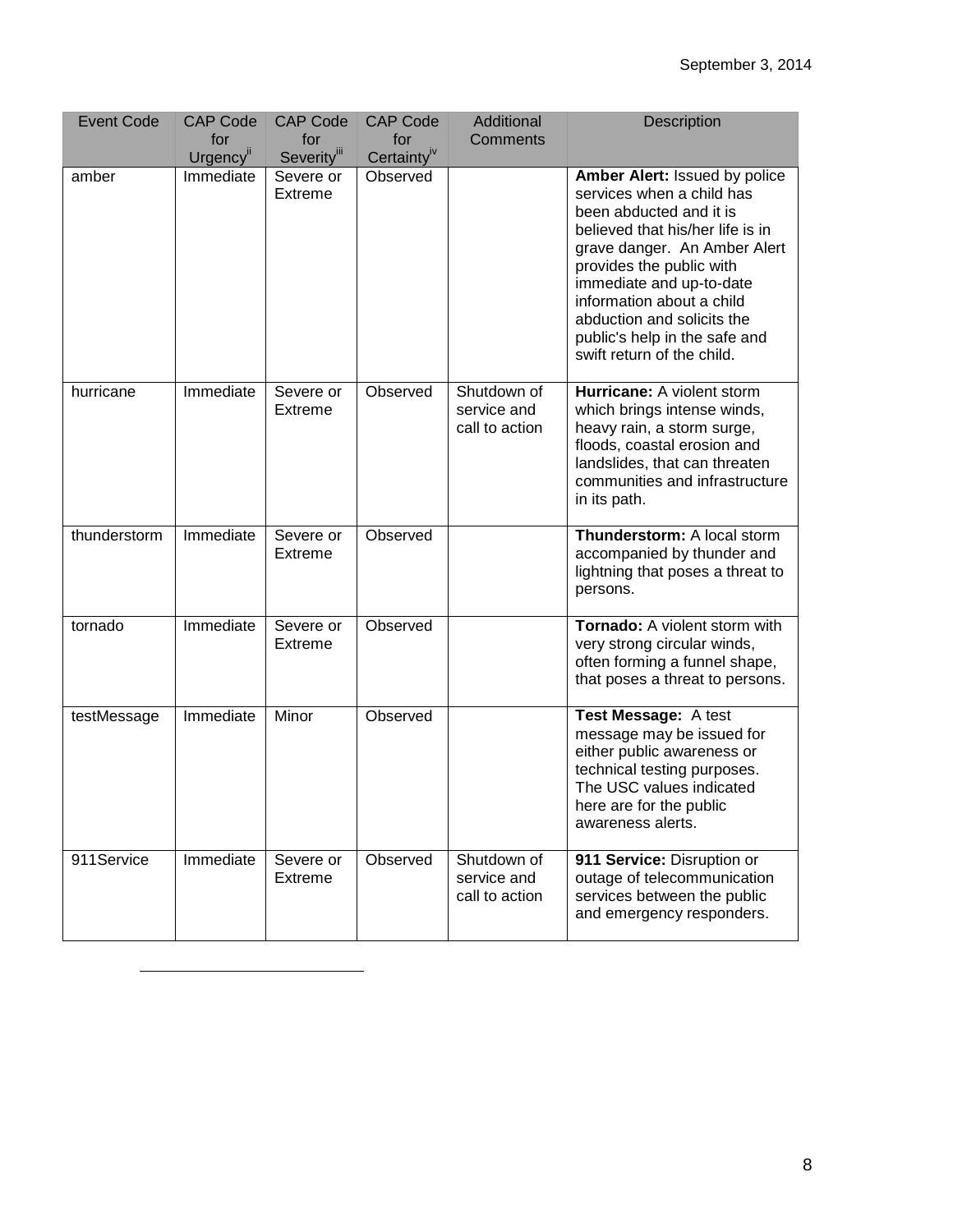| Event Code | CAP Code for Urgency[ii] | CAP Code for Severity[iii] | CAP Code for Certainty[iv] | Additional Comments | Description |
|---|---|---|---|---|---|
| amber | Immediate | Severe or Extreme | Observed | | **Amber Alert:** Issued by police services when a child has been abducted and it is believed that his/her life is in grave danger. An Amber Alert provides the public with immediate and up-to-date information about a child abduction and solicits the public's help in the safe and swift return of the child. |
| hurricane | Immediate | Severe or Extreme | Observed | Shutdown of service and call to action | **Hurricane:** A violent storm which brings intense winds, heavy rain, a storm surge, floods, coastal erosion and landslides, that can threaten communities and infrastructure in its path. |
| thunderstorm | Immediate | Severe or Extreme | Observed | | **Thunderstorm:** A local storm accompanied by thunder and lightning that poses a threat to persons. |
| tornado | Immediate | Severe or Extreme | Observed | | **Tornado:** A violent storm with very strong circular winds, often forming a funnel shape, that poses a threat to persons. |
| testMessage | Immediate | Minor | Observed | | **Test Message:** A test message may be issued for either public awareness or technical testing purposes. The USC values indicated here are for the public awareness alerts. |
| 911Service | Immediate | Severe or Extreme | Observed | Shutdown of service and call to action | **911 Service:** Disruption or outage of telecommunication services between the public and emergency responders. |